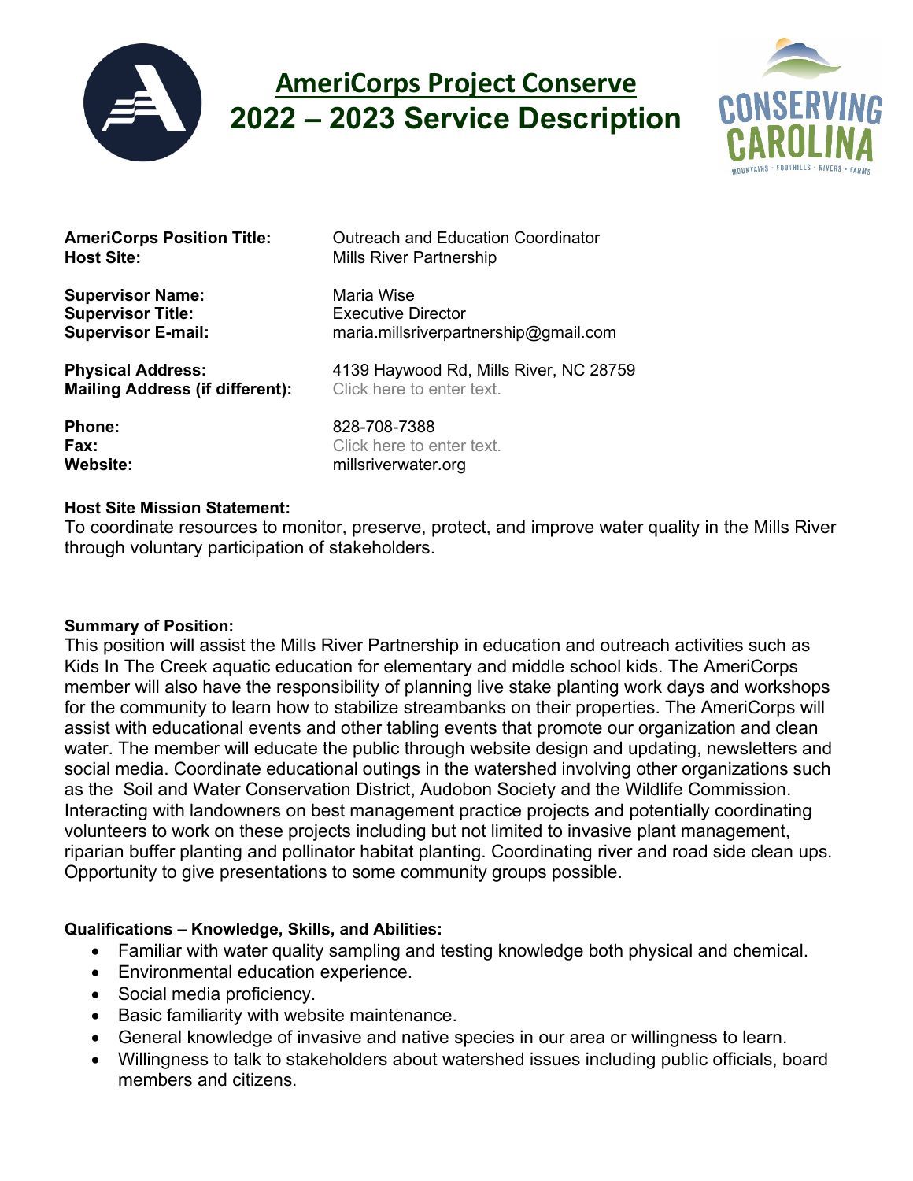# AmeriCorps Project Conserve
# 2022 – 2023 Service Description

**AmeriCorps Position Title:** Outreach and Education Coordinator
**Host Site:** Mills River Partnership

**Supervisor Name:** Maria Wise
**Supervisor Title:** Executive Director
**Supervisor E-mail:** maria.millsriverpartnership@gmail.com

**Physical Address:** 4139 Haywood Rd, Mills River, NC 28759
**Mailing Address (if different):** Click here to enter text.

**Phone:** 828-708-7388
**Fax:** Click here to enter text.
**Website:** millsriverwater.org

**Host Site Mission Statement:**
To coordinate resources to monitor, preserve, protect, and improve water quality in the Mills River through voluntary participation of stakeholders.

**Summary of Position:**
This position will assist the Mills River Partnership in education and outreach activities such as Kids In The Creek aquatic education for elementary and middle school kids. The AmeriCorps member will also have the responsibility of planning live stake planting work days and workshops for the community to learn how to stabilize streambanks on their properties. The AmeriCorps will assist with educational events and other tabling events that promote our organization and clean water. The member will educate the public through website design and updating, newsletters and social media. Coordinate educational outings in the watershed involving other organizations such as the Soil and Water Conservation District, Audobon Society and the Wildlife Commission. Interacting with landowners on best management practice projects and potentially coordinating volunteers to work on these projects including but not limited to invasive plant management, riparian buffer planting and pollinator habitat planting. Coordinating river and road side clean ups. Opportunity to give presentations to some community groups possible.

**Qualifications – Knowledge, Skills, and Abilities:**

- Familiar with water quality sampling and testing knowledge both physical and chemical.
- Environmental education experience.
- Social media proficiency.
- Basic familiarity with website maintenance.
- General knowledge of invasive and native species in our area or willingness to learn.
- Willingness to talk to stakeholders about watershed issues including public officials, board members and citizens.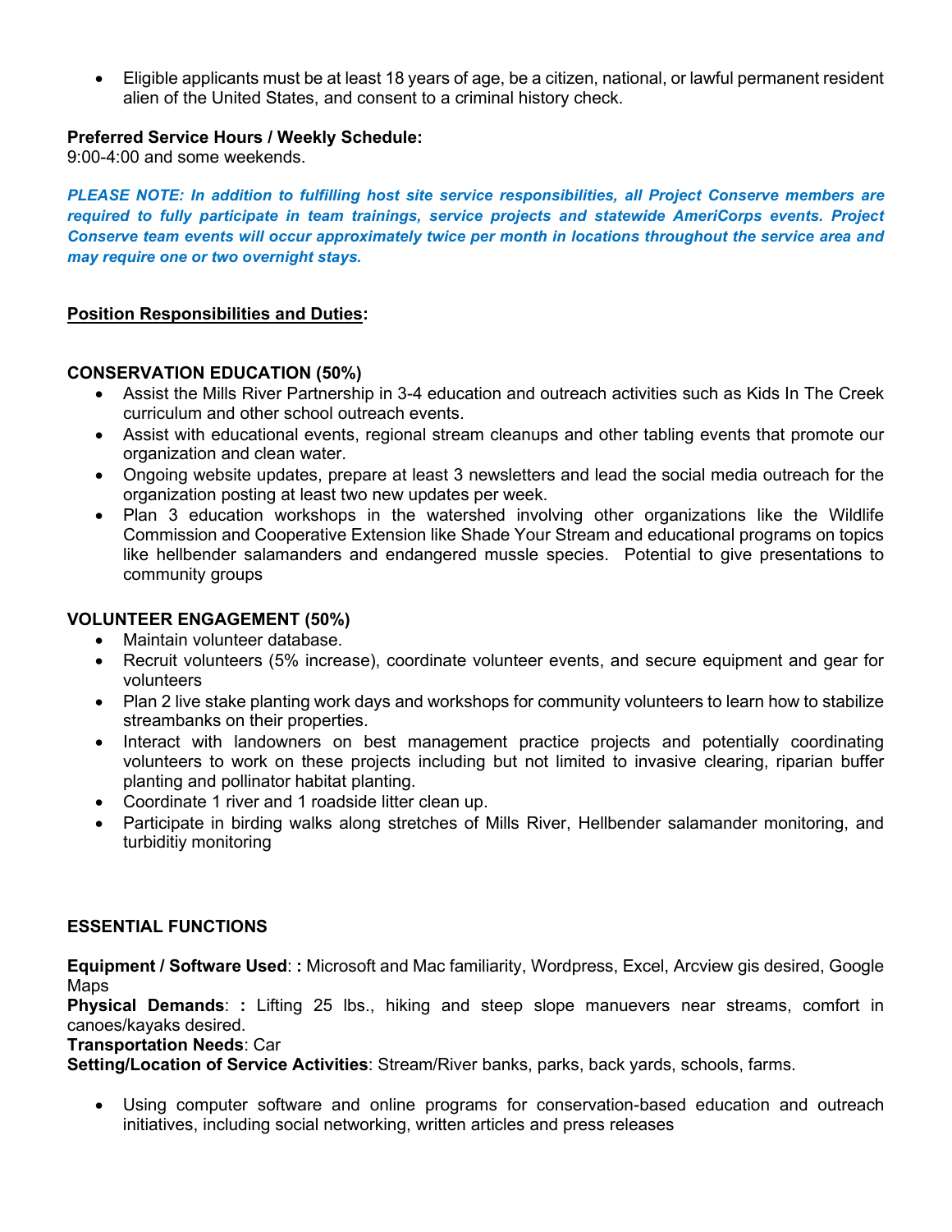- Eligible applicants must be at least 18 years of age, be a citizen, national, or lawful permanent resident alien of the United States, and consent to a criminal history check.

**Preferred Service Hours / Weekly Schedule:**
9:00-4:00 and some weekends.

***PLEASE NOTE: In addition to fulfilling host site service responsibilities, all Project Conserve members are required to fully participate in team trainings, service projects and statewide AmeriCorps events. Project Conserve team events will occur approximately twice per month in locations throughout the service area and may require one or two overnight stays.***

**Position Responsibilities and Duties:**

**CONSERVATION EDUCATION (50%)**

- Assist the Mills River Partnership in 3-4 education and outreach activities such as Kids In The Creek curriculum and other school outreach events.
- Assist with educational events, regional stream cleanups and other tabling events that promote our organization and clean water.
- Ongoing website updates, prepare at least 3 newsletters and lead the social media outreach for the organization posting at least two new updates per week.
- Plan 3 education workshops in the watershed involving other organizations like the Wildlife Commission and Cooperative Extension like Shade Your Stream and educational programs on topics like hellbender salamanders and endangered mussle species. Potential to give presentations to community groups

**VOLUNTEER ENGAGEMENT (50%)**

- Maintain volunteer database.
- Recruit volunteers (5% increase), coordinate volunteer events, and secure equipment and gear for volunteers
- Plan 2 live stake planting work days and workshops for community volunteers to learn how to stabilize streambanks on their properties.
- Interact with landowners on best management practice projects and potentially coordinating volunteers to work on these projects including but not limited to invasive clearing, riparian buffer planting and pollinator habitat planting.
- Coordinate 1 river and 1 roadside litter clean up.
- Participate in birding walks along stretches of Mills River, Hellbender salamander monitoring, and turbiditiy monitoring

**ESSENTIAL FUNCTIONS**

**Equipment / Software Used**: **:** Microsoft and Mac familiarity, Wordpress, Excel, Arcview gis desired, Google Maps
**Physical Demands**: **:** Lifting 25 lbs., hiking and steep slope manuevers near streams, comfort in canoes/kayaks desired.
**Transportation Needs**: Car
**Setting/Location of Service Activities**: Stream/River banks, parks, back yards, schools, farms.

- Using computer software and online programs for conservation-based education and outreach initiatives, including social networking, written articles and press releases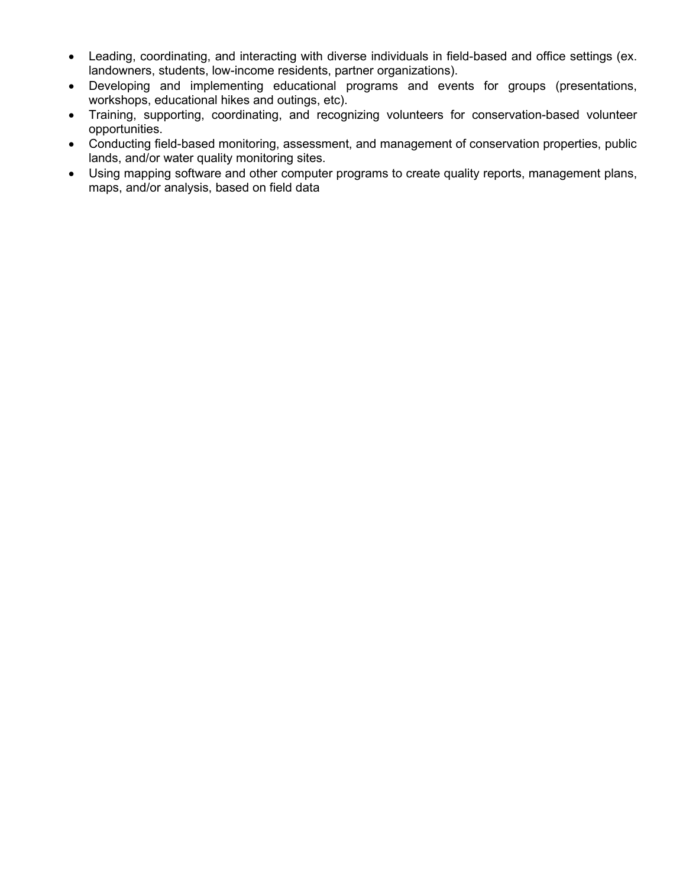- Leading, coordinating, and interacting with diverse individuals in field-based and office settings (ex. landowners, students, low-income residents, partner organizations).
- Developing and implementing educational programs and events for groups (presentations, workshops, educational hikes and outings, etc).
- Training, supporting, coordinating, and recognizing volunteers for conservation-based volunteer opportunities.
- Conducting field-based monitoring, assessment, and management of conservation properties, public lands, and/or water quality monitoring sites.
- Using mapping software and other computer programs to create quality reports, management plans, maps, and/or analysis, based on field data